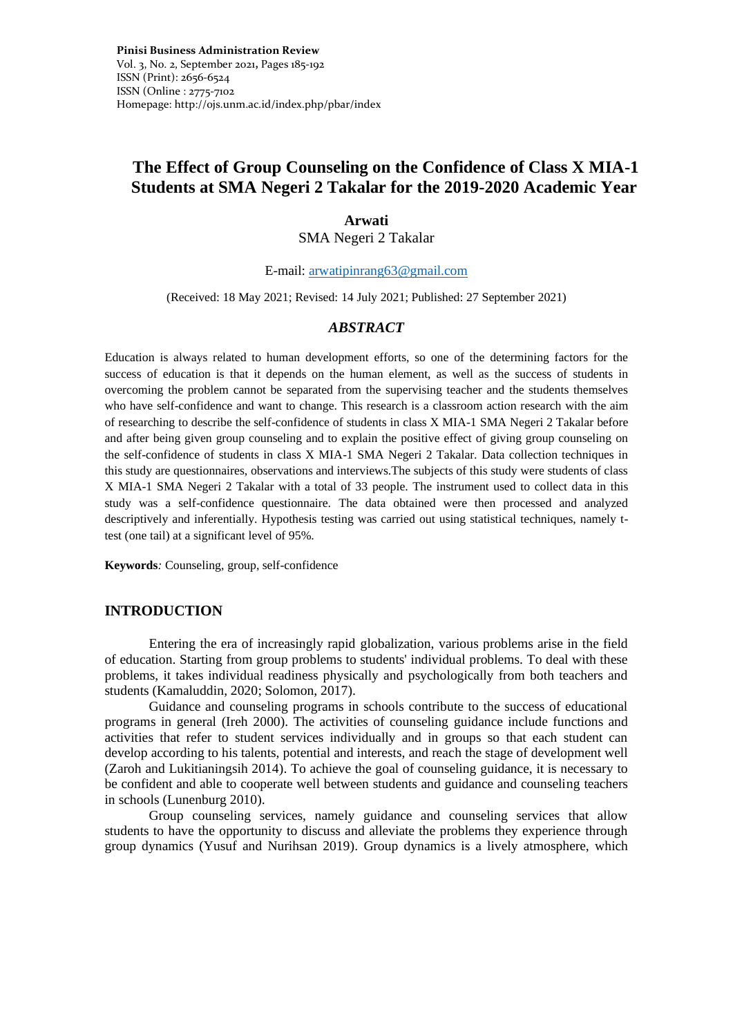# The Effect of Group Counseling on the Confidence of Class X MIA-1 Students at SMA Negeri 2 Takalar for the 2019-2020 Academic Year

**Arwati**

SMA Negeri 2 Takalar

E-mail: arwatipinrang63@gmail.com

(Received: 18 May 2021; Revised: 14 July 2021; Published: 27 September 2021)

## *ABSTRACT*

Education is always related to human development efforts, so one of the determining factors for the success of education is that it depends on the human element, as well as the success of students in overcoming the problem cannot be separated from the supervising teacher and the students themselves who have self-confidence and want to change. This research is a classroom action research with the aim of researching to describe the self-confidence of students in class X MIA-1 SMA Negeri 2 Takalar before and after being given group counseling and to explain the positive effect of giving group counseling on the self-confidence of students in class X MIA-1 SMA Negeri 2 Takalar. Data collection techniques in this study are questionnaires, observations and interviews.The subjects of this study were students of class X MIA-1 SMA Negeri 2 Takalar with a total of 33 people. The instrument used to collect data in this study was a self-confidence questionnaire. The data obtained were then processed and analyzed descriptively and inferentially. Hypothesis testing was carried out using statistical techniques, namely t-test (one tail) at a significant level of 95%.

**Keywords***:* Counseling, group, self-confidence

## INTRODUCTION

Entering the era of increasingly rapid globalization, various problems arise in the field of education. Starting from group problems to students' individual problems. To deal with these problems, it takes individual readiness physically and psychologically from both teachers and students (Kamaluddin, 2020; Solomon, 2017).

Guidance and counseling programs in schools contribute to the success of educational programs in general (Ireh 2000). The activities of counseling guidance include functions and activities that refer to student services individually and in groups so that each student can develop according to his talents, potential and interests, and reach the stage of development well (Zaroh and Lukitianingsih 2014). To achieve the goal of counseling guidance, it is necessary to be confident and able to cooperate well between students and guidance and counseling teachers in schools (Lunenburg 2010).

Group counseling services, namely guidance and counseling services that allow students to have the opportunity to discuss and alleviate the problems they experience through group dynamics (Yusuf and Nurihsan 2019). Group dynamics is a lively atmosphere, which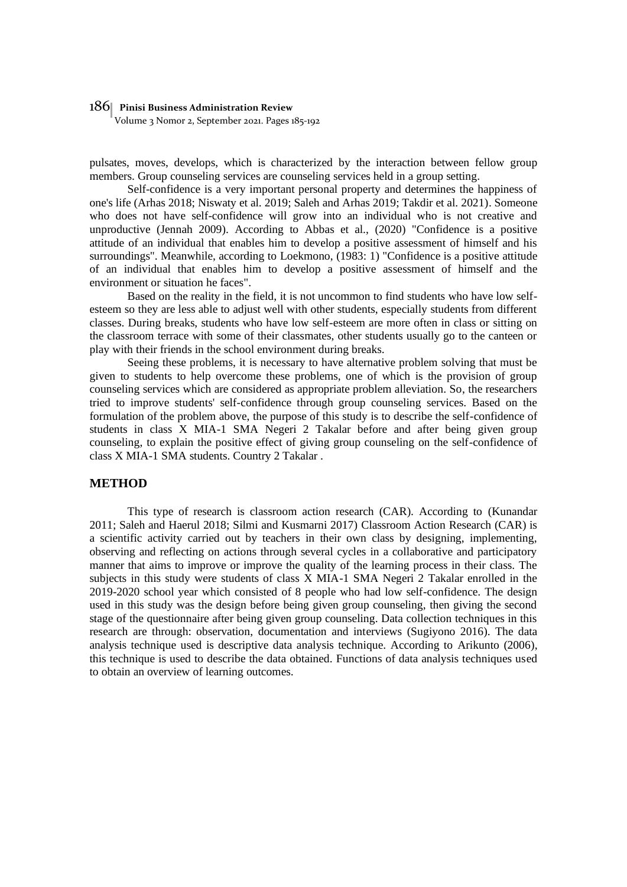pulsates, moves, develops, which is characterized by the interaction between fellow group members. Group counseling services are counseling services held in a group setting.

Self-confidence is a very important personal property and determines the happiness of one's life (Arhas 2018; Niswaty et al. 2019; Saleh and Arhas 2019; Takdir et al. 2021). Someone who does not have self-confidence will grow into an individual who is not creative and unproductive (Jennah 2009). According to Abbas et al., (2020) "Confidence is a positive attitude of an individual that enables him to develop a positive assessment of himself and his surroundings". Meanwhile, according to Loekmono, (1983: 1) "Confidence is a positive attitude of an individual that enables him to develop a positive assessment of himself and the environment or situation he faces".

Based on the reality in the field, it is not uncommon to find students who have low self-esteem so they are less able to adjust well with other students, especially students from different classes. During breaks, students who have low self-esteem are more often in class or sitting on the classroom terrace with some of their classmates, other students usually go to the canteen or play with their friends in the school environment during breaks.

Seeing these problems, it is necessary to have alternative problem solving that must be given to students to help overcome these problems, one of which is the provision of group counseling services which are considered as appropriate problem alleviation. So, the researchers tried to improve students' self-confidence through group counseling services. Based on the formulation of the problem above, the purpose of this study is to describe the self-confidence of students in class X MIA-1 SMA Negeri 2 Takalar before and after being given group counseling, to explain the positive effect of giving group counseling on the self-confidence of class X MIA-1 SMA students. Country 2 Takalar .

## METHOD

This type of research is classroom action research (CAR). According to (Kunandar 2011; Saleh and Haerul 2018; Silmi and Kusmarni 2017) Classroom Action Research (CAR) is a scientific activity carried out by teachers in their own class by designing, implementing, observing and reflecting on actions through several cycles in a collaborative and participatory manner that aims to improve or improve the quality of the learning process in their class. The subjects in this study were students of class X MIA-1 SMA Negeri 2 Takalar enrolled in the 2019-2020 school year which consisted of 8 people who had low self-confidence. The design used in this study was the design before being given group counseling, then giving the second stage of the questionnaire after being given group counseling. Data collection techniques in this research are through: observation, documentation and interviews (Sugiyono 2016). The data analysis technique used is descriptive data analysis technique. According to Arikunto (2006), this technique is used to describe the data obtained. Functions of data analysis techniques used to obtain an overview of learning outcomes.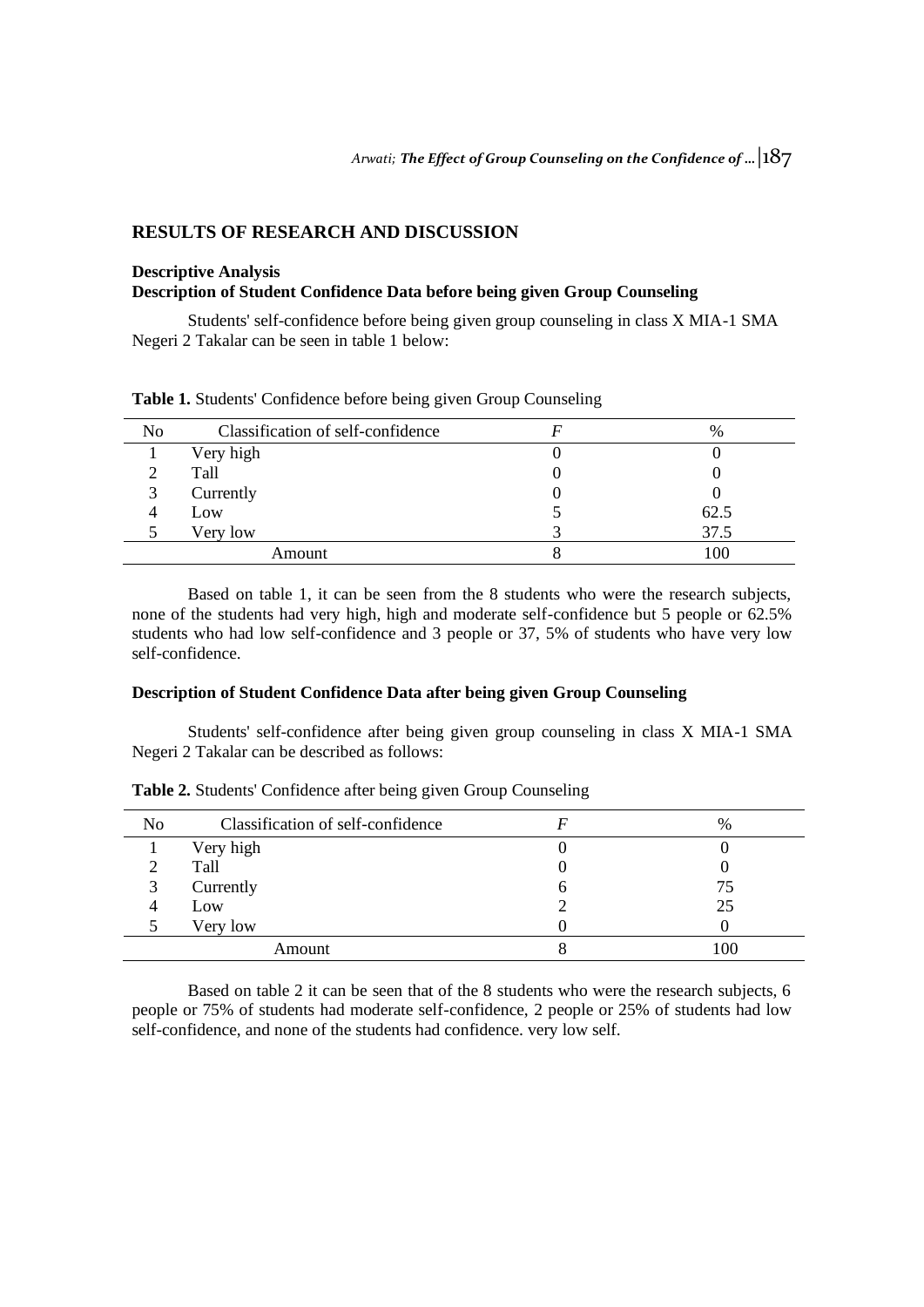## RESULTS OF RESEARCH AND DISCUSSION

### Descriptive Analysis

### Description of Student Confidence Data before being given Group Counseling

Students' self-confidence before being given group counseling in class X MIA-1 SMA Negeri 2 Takalar can be seen in table 1 below:

**Table 1.** Students' Confidence before being given Group Counseling

| No | Classification of self-confidence | *F* | % |
|---|---|---|---|
| 1 | Very high | 0 | 0 |
| 2 | Tall | 0 | 0 |
| 3 | Currently | 0 | 0 |
| 4 | Low | 5 | 62.5 |
| 5 | Very low | 3 | 37.5 |
| | Amount | 8 | 100 |

Based on table 1, it can be seen from the 8 students who were the research subjects, none of the students had very high, high and moderate self-confidence but 5 people or 62.5% students who had low self-confidence and 3 people or 37, 5% of students who have very low self-confidence.

### Description of Student Confidence Data after being given Group Counseling

Students' self-confidence after being given group counseling in class X MIA-1 SMA Negeri 2 Takalar can be described as follows:

**Table 2.** Students' Confidence after being given Group Counseling

| No | Classification of self-confidence | *F* | % |
|---|---|---|---|
| 1 | Very high | 0 | 0 |
| 2 | Tall | 0 | 0 |
| 3 | Currently | 6 | 75 |
| 4 | Low | 2 | 25 |
| 5 | Very low | 0 | 0 |
| | Amount | 8 | 100 |

Based on table 2 it can be seen that of the 8 students who were the research subjects, 6 people or 75% of students had moderate self-confidence, 2 people or 25% of students had low self-confidence, and none of the students had confidence. very low self.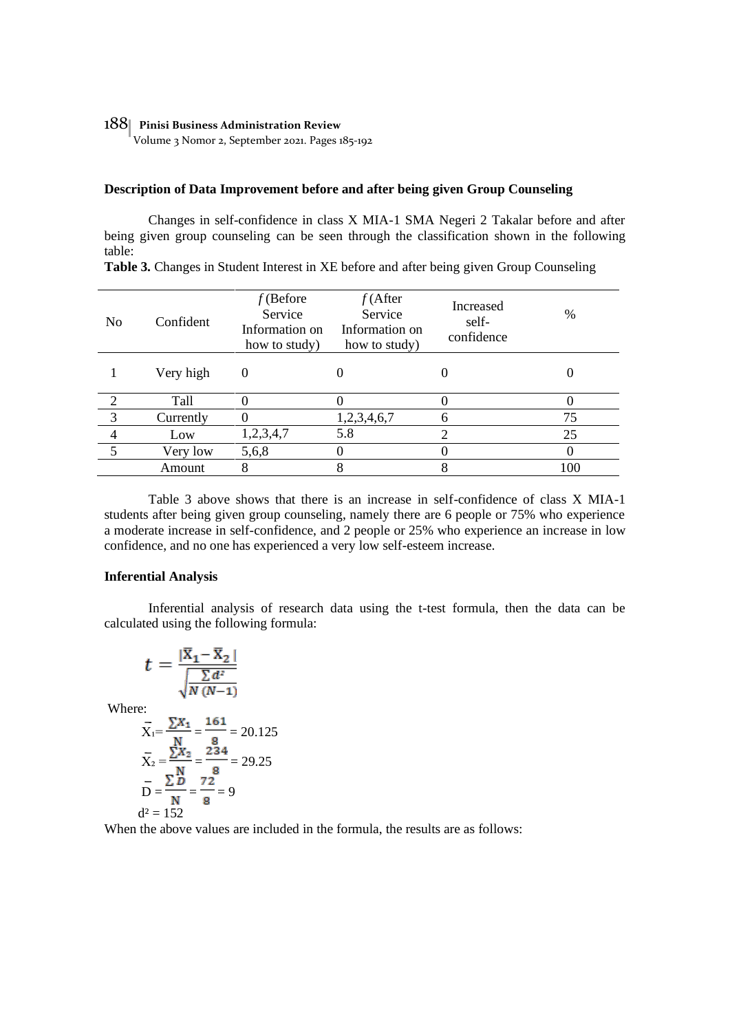**Description of Data Improvement before and after being given Group Counseling**

Changes in self-confidence in class X MIA-1 SMA Negeri 2 Takalar before and after being given group counseling can be seen through the classification shown in the following table:

**Table 3.** Changes in Student Interest in XE before and after being given Group Counseling

| No | Confident | *f* (Before Service Information on how to study) | *f* (After Service Information on how to study) | Increased self-confidence | % |
|---|---|---|---|---|---|
| 1 | Very high | 0 | 0 | 0 | 0 |
| 2 | Tall | 0 | 0 | 0 | 0 |
| 3 | Currently | 0 | 1,2,3,4,6,7 | 6 | 75 |
| 4 | Low | 1,2,3,4,7 | 5.8 | 2 | 25 |
| 5 | Very low | 5,6,8 | 0 | 0 | 0 |
| | Amount | 8 | 8 | 8 | 100 |

Table 3 above shows that there is an increase in self-confidence of class X MIA-1 students after being given group counseling, namely there are 6 people or 75% who experience a moderate increase in self-confidence, and 2 people or 25% who experience an increase in low confidence, and no one has experienced a very low self-esteem increase.

**Inferential Analysis**

Inferential analysis of research data using the t-test formula, then the data can be calculated using the following formula:

$$t = \frac{|\bar{X}_1 - \bar{X}_2|}{\sqrt{\frac{\sum d^2}{N\,(N-1)}}}$$

Where:

$$\bar{X}_1 = \frac{\sum X_1}{N} = \frac{161}{8} = 20.125$$

$$\bar{X}_2 = \frac{\sum X_2}{N} = \frac{234}{8} = 29.25$$

$$\bar{D} = \frac{\sum D}{N} = \frac{72}{8} = 9$$

$$d^2 = 152$$

When the above values are included in the formula, the results are as follows: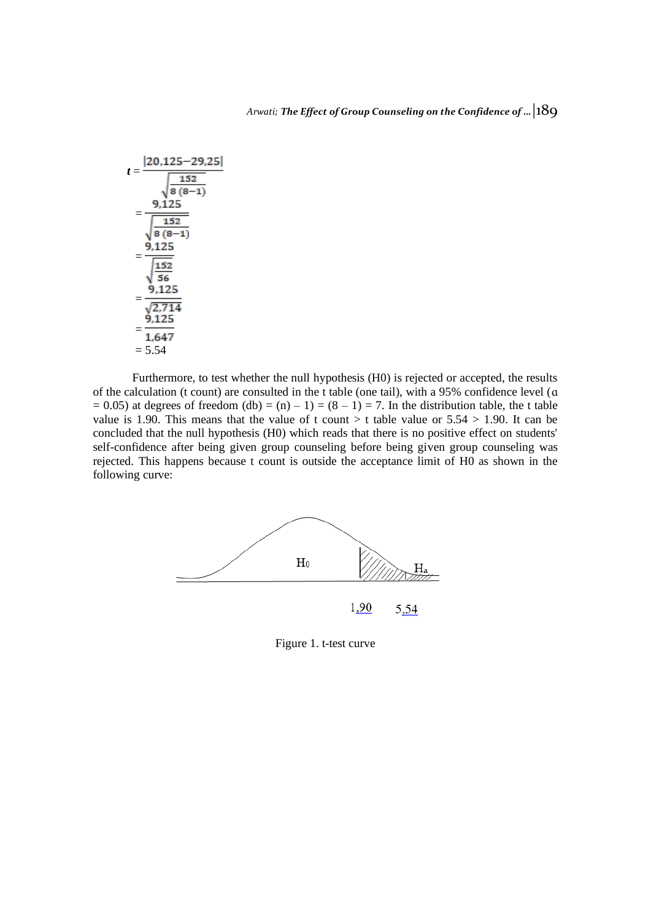$$t = \frac{|20{,}125 - 29{,}25|}{\sqrt{\frac{152}{8\,(8-1)}}}$$

$$= \frac{9{,}125}{\sqrt{\frac{152}{8\,(8-1)}}}$$

$$= \frac{9{,}125}{\sqrt{\frac{152}{56}}}$$

$$= \frac{9{,}125}{\sqrt{2{,}714}}$$

$$= \frac{9{,}125}{1{,}647}$$

$$= 5.54$$

Furthermore, to test whether the null hypothesis (H0) is rejected or accepted, the results of the calculation (t count) are consulted in the t table (one tail), with a 95% confidence level ($\alpha = 0.05$) at degrees of freedom (db) = (n) – 1) = (8 – 1) = 7. In the distribution table, the t table value is 1.90. This means that the value of t count > t table value or 5.54 > 1.90. It can be concluded that the null hypothesis (H0) which reads that there is no positive effect on students' self-confidence after being given group counseling before being given group counseling was rejected. This happens because t count is outside the acceptance limit of H0 as shown in the following curve:

$H_0$ $H_a$

1,90 5,54

Figure 1. t-test curve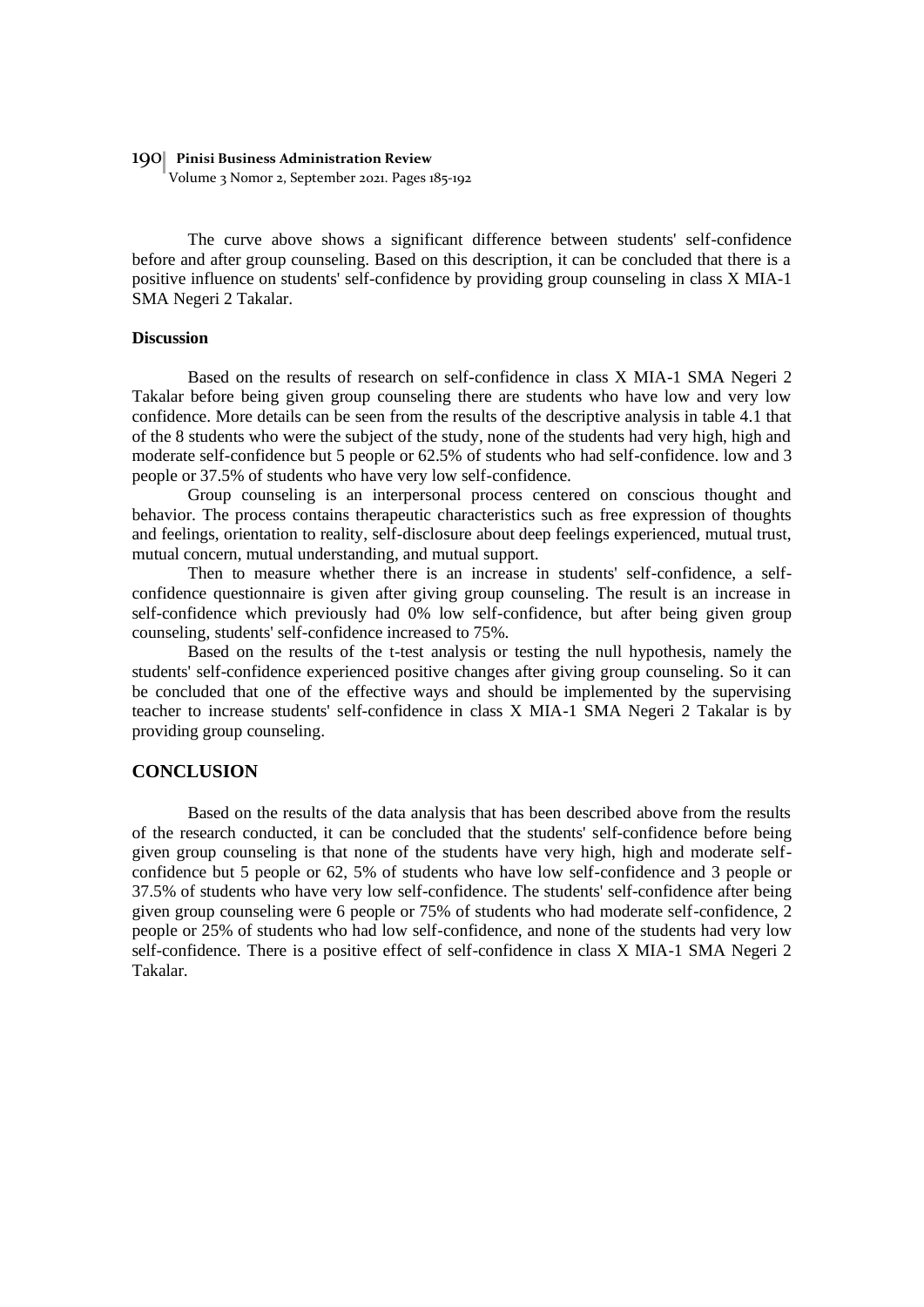The curve above shows a significant difference between students' self-confidence before and after group counseling. Based on this description, it can be concluded that there is a positive influence on students' self-confidence by providing group counseling in class X MIA-1 SMA Negeri 2 Takalar.

**Discussion**

Based on the results of research on self-confidence in class X MIA-1 SMA Negeri 2 Takalar before being given group counseling there are students who have low and very low confidence. More details can be seen from the results of the descriptive analysis in table 4.1 that of the 8 students who were the subject of the study, none of the students had very high, high and moderate self-confidence but 5 people or 62.5% of students who had self-confidence. low and 3 people or 37.5% of students who have very low self-confidence.

Group counseling is an interpersonal process centered on conscious thought and behavior. The process contains therapeutic characteristics such as free expression of thoughts and feelings, orientation to reality, self-disclosure about deep feelings experienced, mutual trust, mutual concern, mutual understanding, and mutual support.

Then to measure whether there is an increase in students' self-confidence, a self-confidence questionnaire is given after giving group counseling. The result is an increase in self-confidence which previously had 0% low self-confidence, but after being given group counseling, students' self-confidence increased to 75%.

Based on the results of the t-test analysis or testing the null hypothesis, namely the students' self-confidence experienced positive changes after giving group counseling. So it can be concluded that one of the effective ways and should be implemented by the supervising teacher to increase students' self-confidence in class X MIA-1 SMA Negeri 2 Takalar is by providing group counseling.

## CONCLUSION

Based on the results of the data analysis that has been described above from the results of the research conducted, it can be concluded that the students' self-confidence before being given group counseling is that none of the students have very high, high and moderate self-confidence but 5 people or 62, 5% of students who have low self-confidence and 3 people or 37.5% of students who have very low self-confidence. The students' self-confidence after being given group counseling were 6 people or 75% of students who had moderate self-confidence, 2 people or 25% of students who had low self-confidence, and none of the students had very low self-confidence. There is a positive effect of self-confidence in class X MIA-1 SMA Negeri 2 Takalar.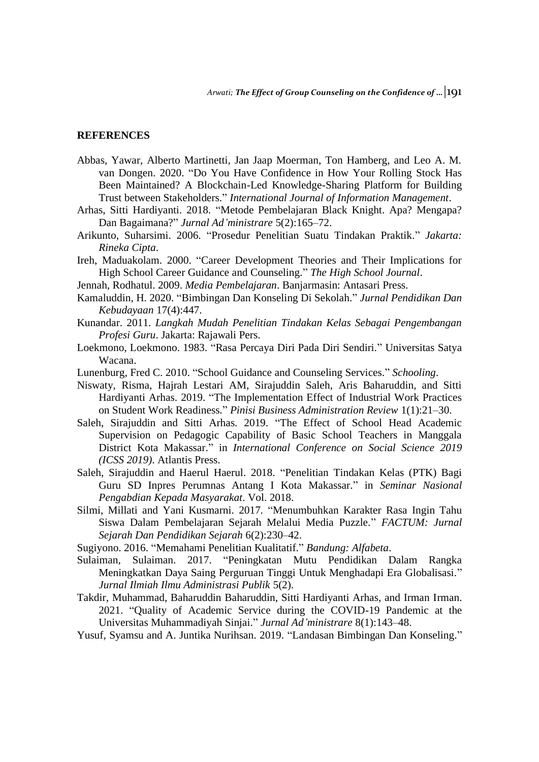## REFERENCES

Abbas, Yawar, Alberto Martinetti, Jan Jaap Moerman, Ton Hamberg, and Leo A. M. van Dongen. 2020. "Do You Have Confidence in How Your Rolling Stock Has Been Maintained? A Blockchain-Led Knowledge-Sharing Platform for Building Trust between Stakeholders." *International Journal of Information Management*.

Arhas, Sitti Hardiyanti. 2018. "Metode Pembelajaran Black Knight. Apa? Mengapa? Dan Bagaimana?" *Jurnal Ad'ministrare* 5(2):165–72.

Arikunto, Suharsimi. 2006. "Prosedur Penelitian Suatu Tindakan Praktik." *Jakarta: Rineka Cipta*.

Ireh, Maduakolam. 2000. "Career Development Theories and Their Implications for High School Career Guidance and Counseling." *The High School Journal*.

Jennah, Rodhatul. 2009. *Media Pembelajaran*. Banjarmasin: Antasari Press.

Kamaluddin, H. 2020. "Bimbingan Dan Konseling Di Sekolah." *Jurnal Pendidikan Dan Kebudayaan* 17(4):447.

Kunandar. 2011. *Langkah Mudah Penelitian Tindakan Kelas Sebagai Pengembangan Profesi Guru*. Jakarta: Rajawali Pers.

Loekmono, Loekmono. 1983. "Rasa Percaya Diri Pada Diri Sendiri." Universitas Satya Wacana.

Lunenburg, Fred C. 2010. "School Guidance and Counseling Services." *Schooling*.

Niswaty, Risma, Hajrah Lestari AM, Sirajuddin Saleh, Aris Baharuddin, and Sitti Hardiyanti Arhas. 2019. "The Implementation Effect of Industrial Work Practices on Student Work Readiness." *Pinisi Business Administration Review* 1(1):21–30.

Saleh, Sirajuddin and Sitti Arhas. 2019. "The Effect of School Head Academic Supervision on Pedagogic Capability of Basic School Teachers in Manggala District Kota Makassar." in *International Conference on Social Science 2019 (ICSS 2019)*. Atlantis Press.

Saleh, Sirajuddin and Haerul Haerul. 2018. "Penelitian Tindakan Kelas (PTK) Bagi Guru SD Inpres Perumnas Antang I Kota Makassar." in *Seminar Nasional Pengabdian Kepada Masyarakat*. Vol. 2018.

Silmi, Millati and Yani Kusmarni. 2017. "Menumbuhkan Karakter Rasa Ingin Tahu Siswa Dalam Pembelajaran Sejarah Melalui Media Puzzle." *FACTUM: Jurnal Sejarah Dan Pendidikan Sejarah* 6(2):230–42.

Sugiyono. 2016. "Memahami Penelitian Kualitatif." *Bandung: Alfabeta*.

Sulaiman, Sulaiman. 2017. "Peningkatan Mutu Pendidikan Dalam Rangka Meningkatkan Daya Saing Perguruan Tinggi Untuk Menghadapi Era Globalisasi." *Jurnal Ilmiah Ilmu Administrasi Publik* 5(2).

Takdir, Muhammad, Baharuddin Baharuddin, Sitti Hardiyanti Arhas, and Irman Irman. 2021. "Quality of Academic Service during the COVID-19 Pandemic at the Universitas Muhammadiyah Sinjai." *Jurnal Ad'ministrare* 8(1):143–48.

Yusuf, Syamsu and A. Juntika Nurihsan. 2019. "Landasan Bimbingan Dan Konseling."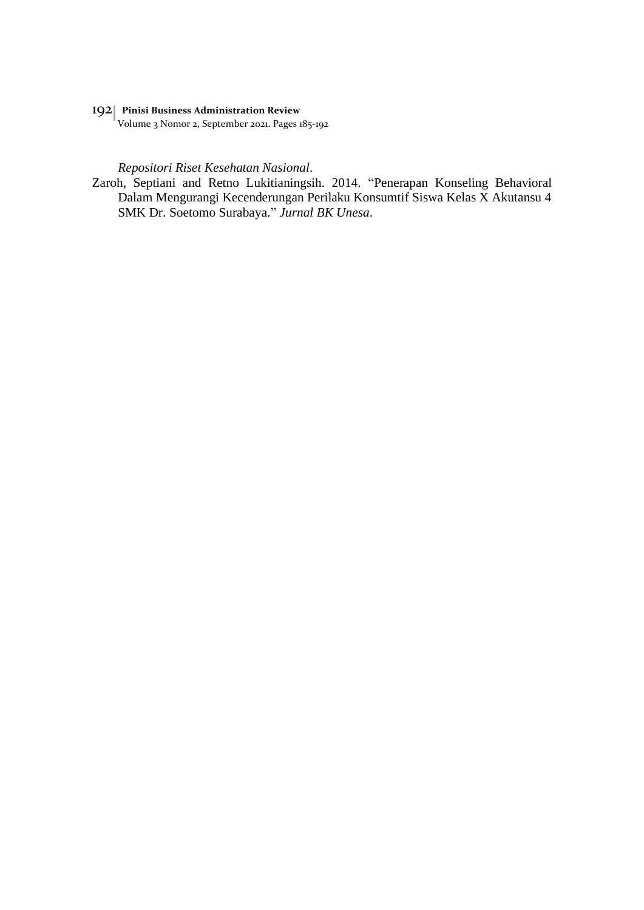*Repositori Riset Kesehatan Nasional*.

Zaroh, Septiani and Retno Lukitianingsih. 2014. "Penerapan Konseling Behavioral Dalam Mengurangi Kecenderungan Perilaku Konsumtif Siswa Kelas X Akutansu 4 SMK Dr. Soetomo Surabaya." *Jurnal BK Unesa*.